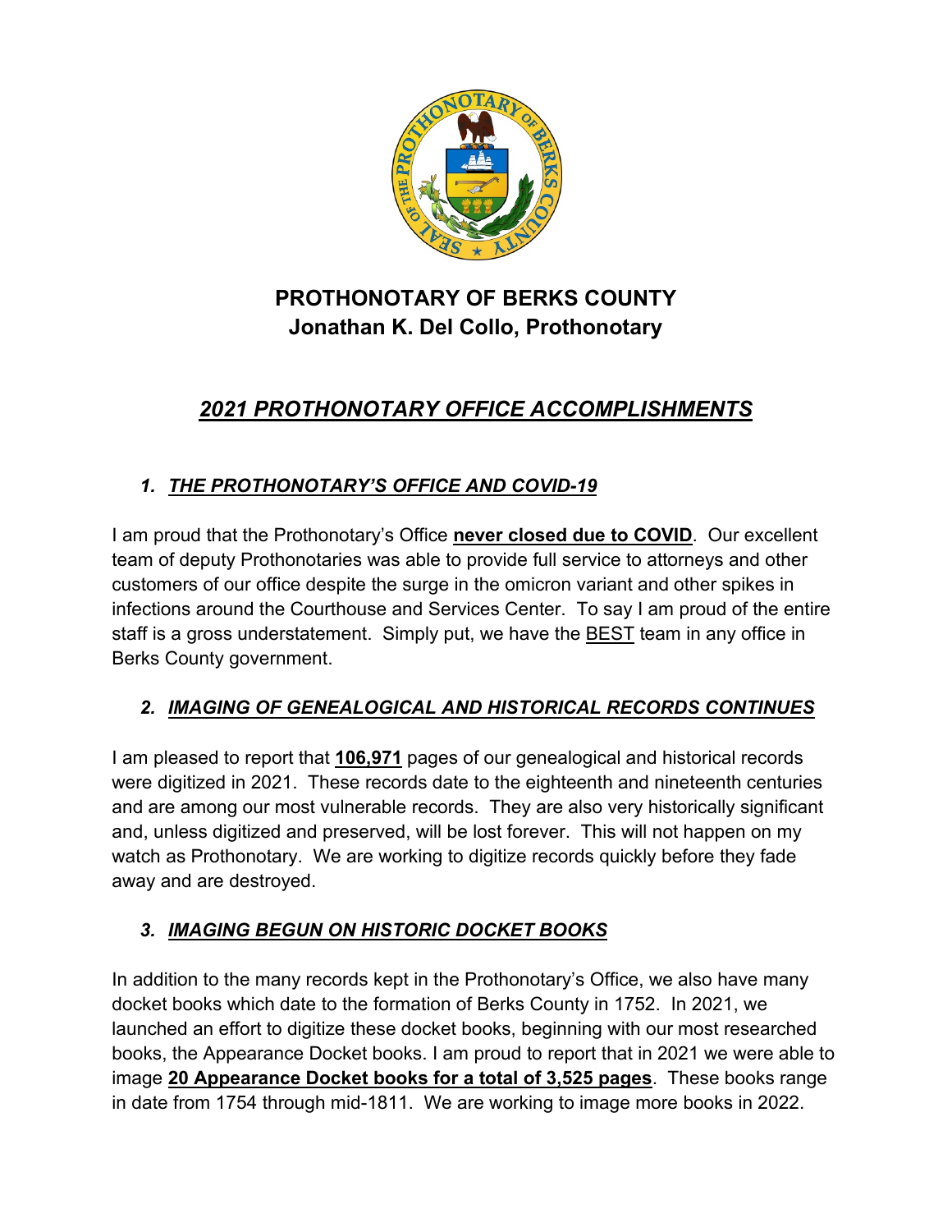# PROTHONOTARY OF BERKS COUNTY
## Jonathan K. Del Collo, Prothonotary

## ***2021 PROTHONOTARY OFFICE ACCOMPLISHMENTS***

### 1. ***THE PROTHONOTARY'S OFFICE AND COVID-19***

I am proud that the Prothonotary's Office **never closed due to COVID**. Our excellent team of deputy Prothonotaries was able to provide full service to attorneys and other customers of our office despite the surge in the omicron variant and other spikes in infections around the Courthouse and Services Center. To say I am proud of the entire staff is a gross understatement. Simply put, we have the BEST team in any office in Berks County government.

### 2. ***IMAGING OF GENEALOGICAL AND HISTORICAL RECORDS CONTINUES***

I am pleased to report that **106,971** pages of our genealogical and historical records were digitized in 2021. These records date to the eighteenth and nineteenth centuries and are among our most vulnerable records. They are also very historically significant and, unless digitized and preserved, will be lost forever. This will not happen on my watch as Prothonotary. We are working to digitize records quickly before they fade away and are destroyed.

### 3. ***IMAGING BEGUN ON HISTORIC DOCKET BOOKS***

In addition to the many records kept in the Prothonotary's Office, we also have many docket books which date to the formation of Berks County in 1752. In 2021, we launched an effort to digitize these docket books, beginning with our most researched books, the Appearance Docket books. I am proud to report that in 2021 we were able to image **20 Appearance Docket books for a total of 3,525 pages**. These books range in date from 1754 through mid-1811. We are working to image more books in 2022.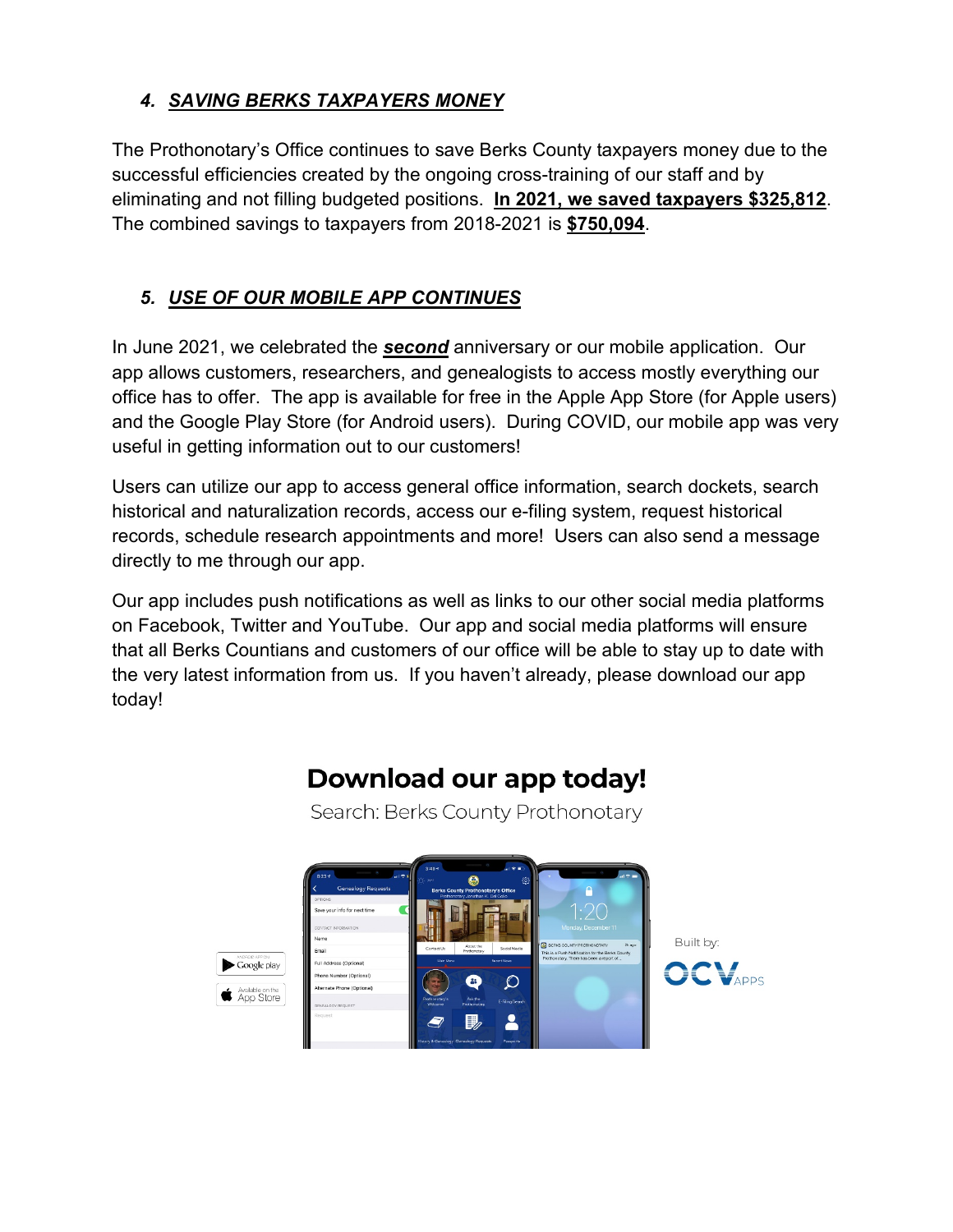### 4. ***SAVING BERKS TAXPAYERS MONEY***

The Prothonotary's Office continues to save Berks County taxpayers money due to the successful efficiencies created by the ongoing cross-training of our staff and by eliminating and not filling budgeted positions. **In 2021, we saved taxpayers $325,812**. The combined savings to taxpayers from 2018-2021 is **$750,094**.

### 5. ***USE OF OUR MOBILE APP CONTINUES***

In June 2021, we celebrated the ***second*** anniversary or our mobile application. Our app allows customers, researchers, and genealogists to access mostly everything our office has to offer. The app is available for free in the Apple App Store (for Apple users) and the Google Play Store (for Android users). During COVID, our mobile app was very useful in getting information out to our customers!

Users can utilize our app to access general office information, search dockets, search historical and naturalization records, access our e-filing system, request historical records, schedule research appointments and more! Users can also send a message directly to me through our app.

Our app includes push notifications as well as links to our other social media platforms on Facebook, Twitter and YouTube. Our app and social media platforms will ensure that all Berks Countians and customers of our office will be able to stay up to date with the very latest information from us. If you haven't already, please download our app today!

**Download our app today!**

Search: Berks County Prothonotary

Google play | App Store

Built by: OCV APPS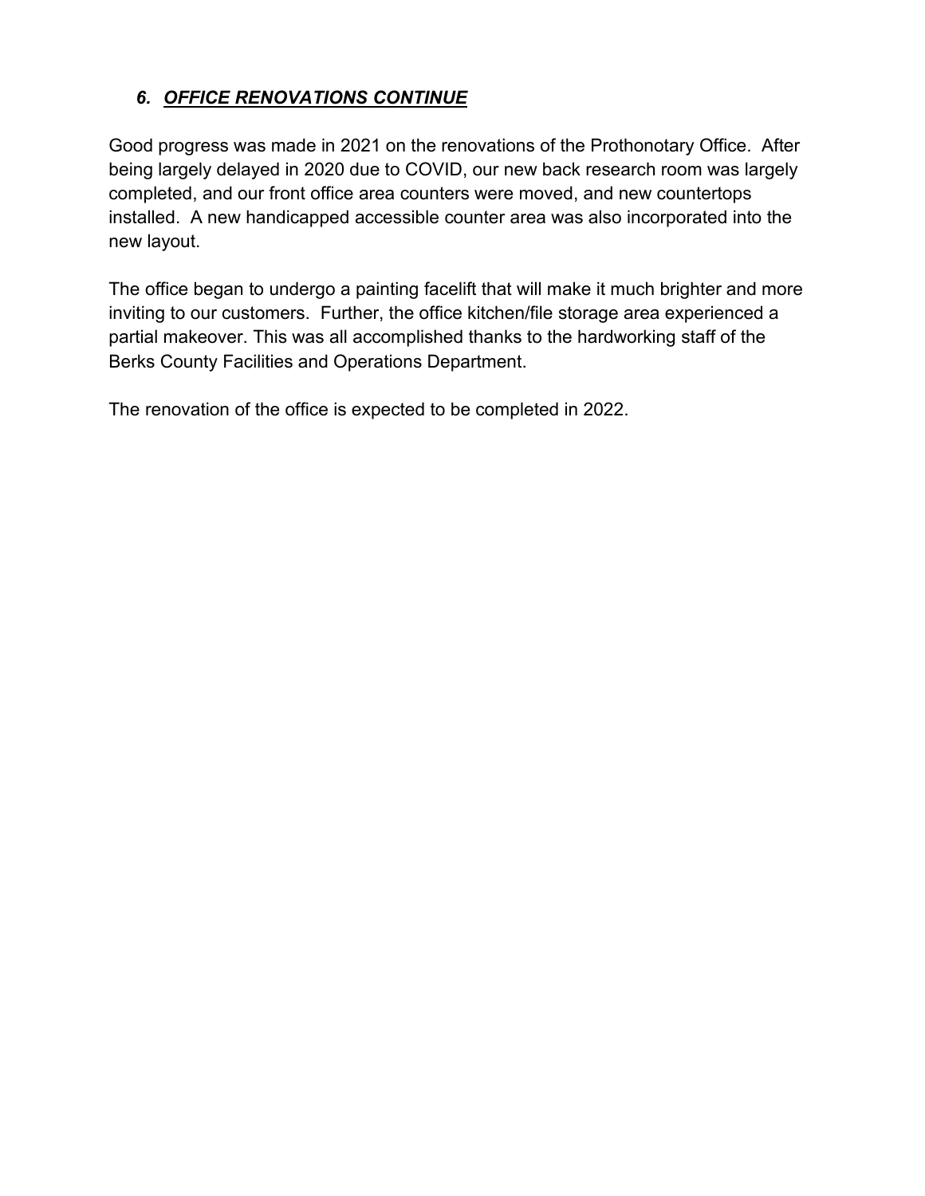## *6. OFFICE RENOVATIONS CONTINUE*

Good progress was made in 2021 on the renovations of the Prothonotary Office. After being largely delayed in 2020 due to COVID, our new back research room was largely completed, and our front office area counters were moved, and new countertops installed. A new handicapped accessible counter area was also incorporated into the new layout.

The office began to undergo a painting facelift that will make it much brighter and more inviting to our customers. Further, the office kitchen/file storage area experienced a partial makeover. This was all accomplished thanks to the hardworking staff of the Berks County Facilities and Operations Department.

The renovation of the office is expected to be completed in 2022.